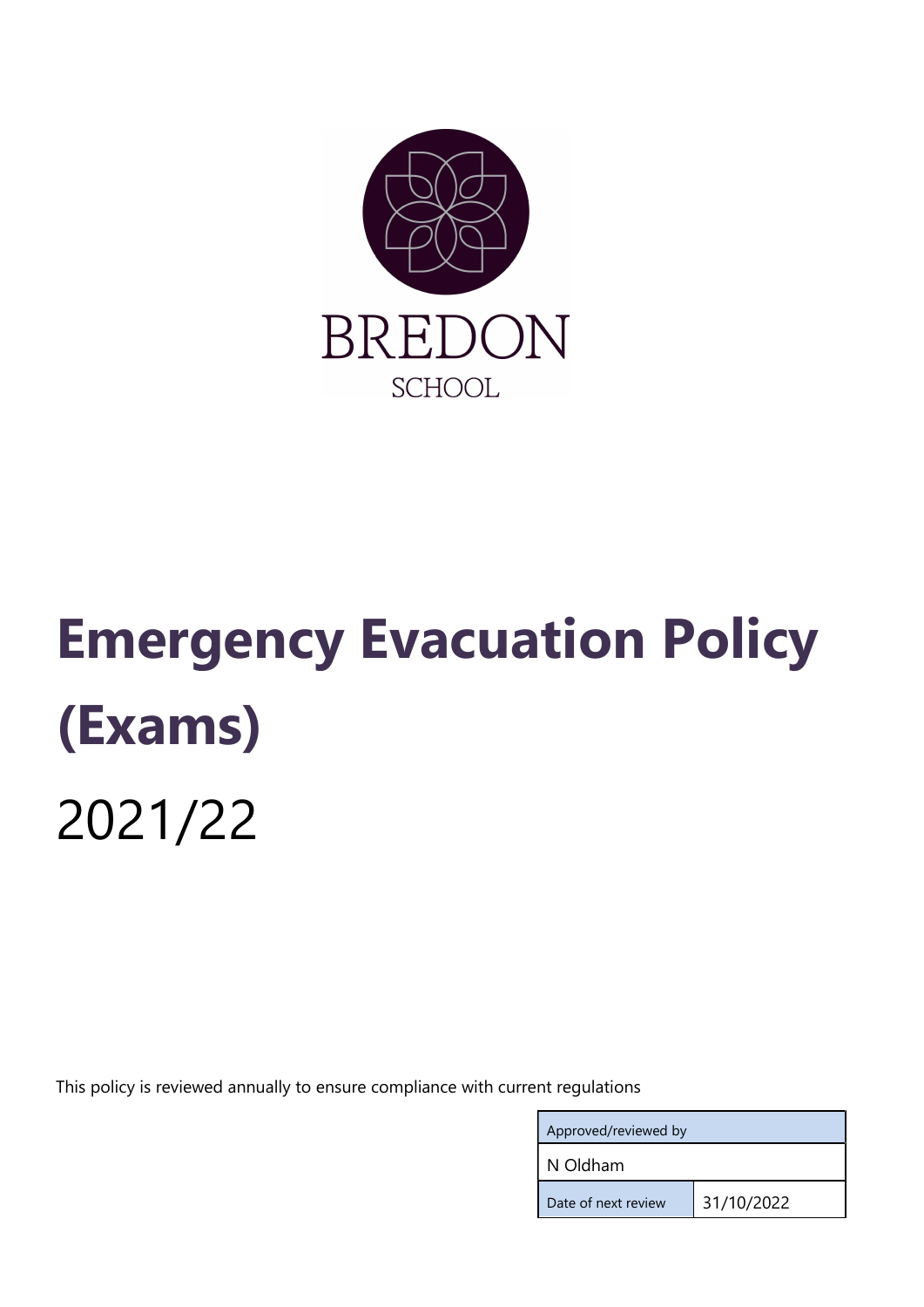BREDON

SCHOOL

# Emergency Evacuation Policy (Exams)

2021/22

This policy is reviewed annually to ensure compliance with current regulations

| Approved/reviewed by | |
|---|---|
| N Oldham | |
| Date of next review | 31/10/2022 |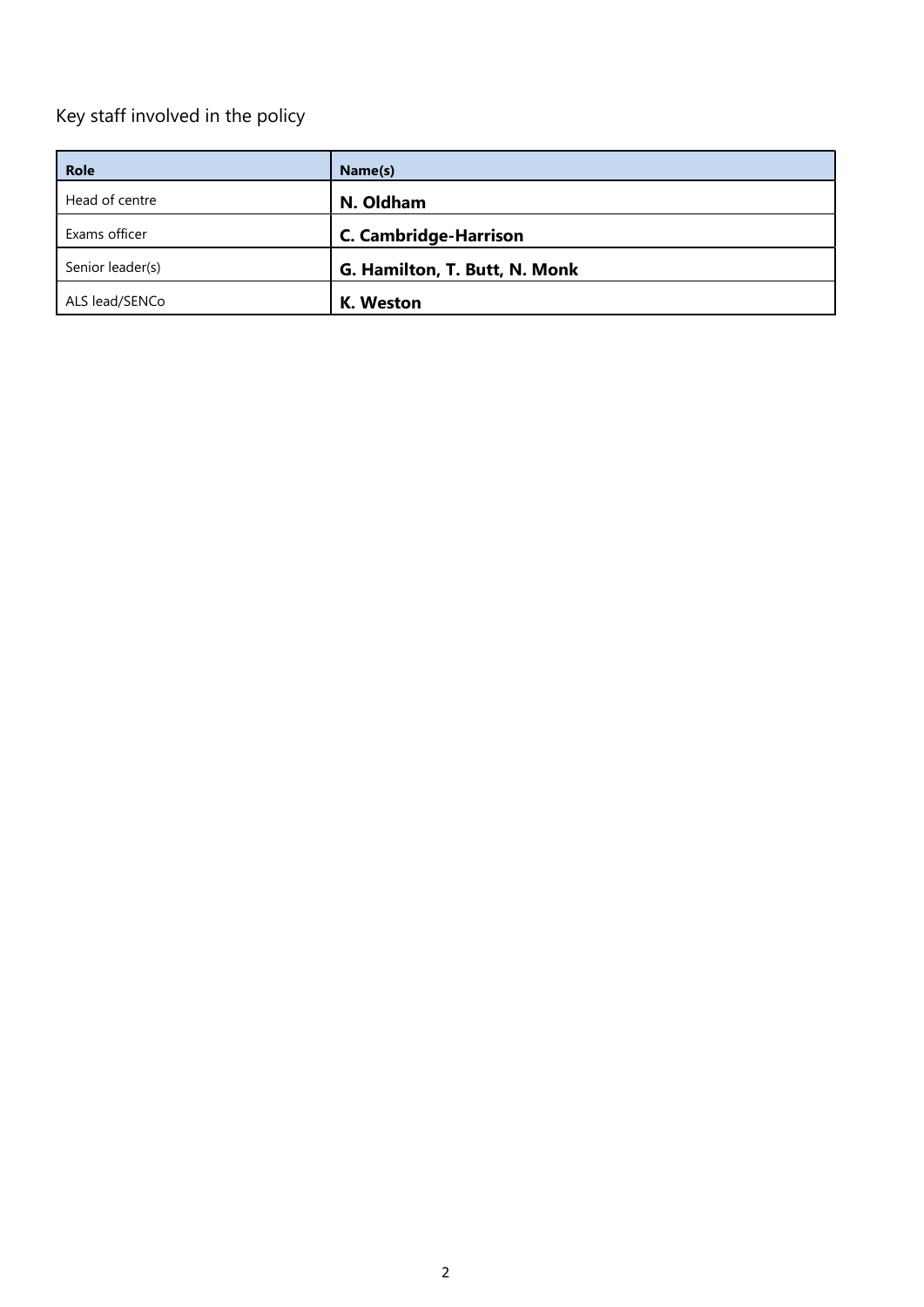Key staff involved in the policy

| **Role** | **Name(s)** |
|---|---|
| Head of centre | **N. Oldham** |
| Exams officer | **C. Cambridge-Harrison** |
| Senior leader(s) | **G. Hamilton, T. Butt, N. Monk** |
| ALS lead/SENCo | **K. Weston** |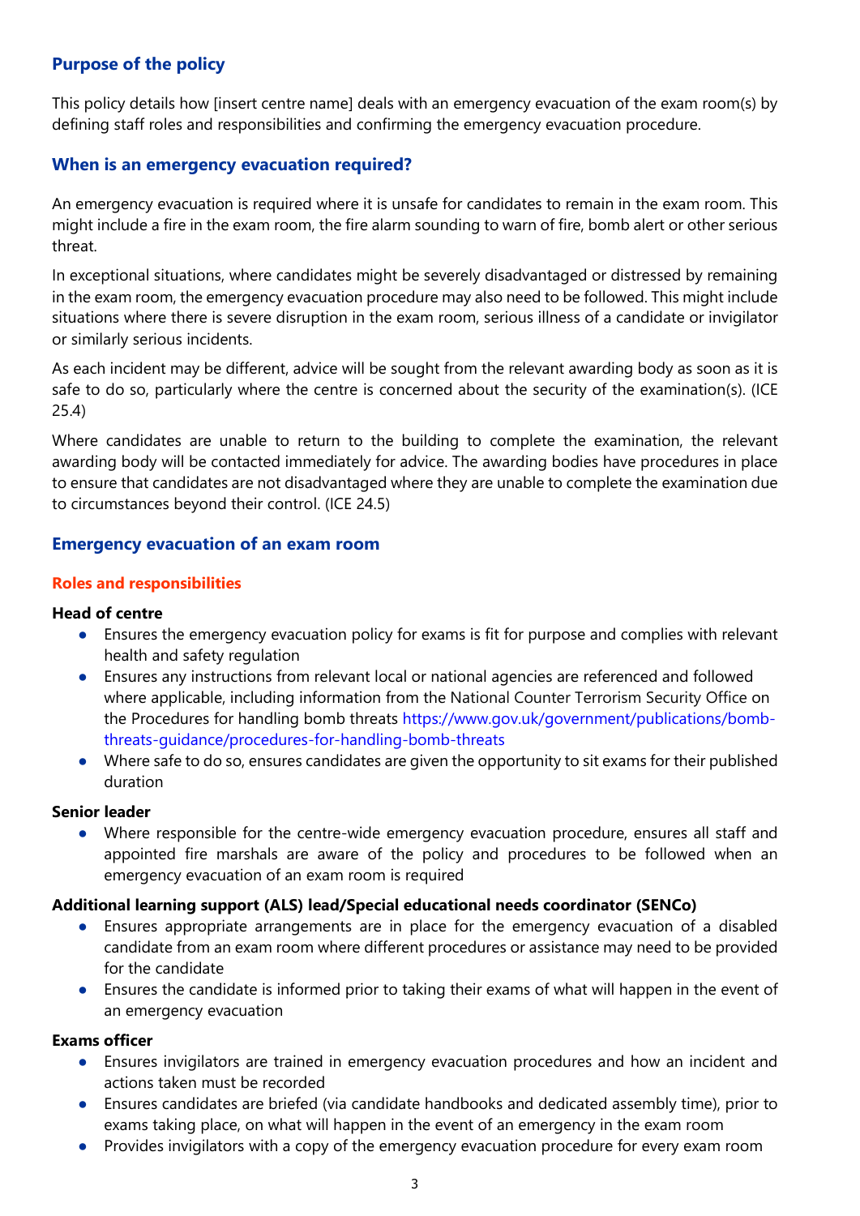## Purpose of the policy

This policy details how [insert centre name] deals with an emergency evacuation of the exam room(s) by defining staff roles and responsibilities and confirming the emergency evacuation procedure.

## When is an emergency evacuation required?

An emergency evacuation is required where it is unsafe for candidates to remain in the exam room. This might include a fire in the exam room, the fire alarm sounding to warn of fire, bomb alert or other serious threat.

In exceptional situations, where candidates might be severely disadvantaged or distressed by remaining in the exam room, the emergency evacuation procedure may also need to be followed. This might include situations where there is severe disruption in the exam room, serious illness of a candidate or invigilator or similarly serious incidents.

As each incident may be different, advice will be sought from the relevant awarding body as soon as it is safe to do so, particularly where the centre is concerned about the security of the examination(s). (ICE 25.4)

Where candidates are unable to return to the building to complete the examination, the relevant awarding body will be contacted immediately for advice. The awarding bodies have procedures in place to ensure that candidates are not disadvantaged where they are unable to complete the examination due to circumstances beyond their control. (ICE 24.5)

## Emergency evacuation of an exam room

### Roles and responsibilities

**Head of centre**

- Ensures the emergency evacuation policy for exams is fit for purpose and complies with relevant health and safety regulation
- Ensures any instructions from relevant local or national agencies are referenced and followed where applicable, including information from the National Counter Terrorism Security Office on the Procedures for handling bomb threats https://www.gov.uk/government/publications/bomb-threats-guidance/procedures-for-handling-bomb-threats
- Where safe to do so, ensures candidates are given the opportunity to sit exams for their published duration

**Senior leader**

- Where responsible for the centre-wide emergency evacuation procedure, ensures all staff and appointed fire marshals are aware of the policy and procedures to be followed when an emergency evacuation of an exam room is required

**Additional learning support (ALS) lead/Special educational needs coordinator (SENCo)**

- Ensures appropriate arrangements are in place for the emergency evacuation of a disabled candidate from an exam room where different procedures or assistance may need to be provided for the candidate
- Ensures the candidate is informed prior to taking their exams of what will happen in the event of an emergency evacuation

**Exams officer**

- Ensures invigilators are trained in emergency evacuation procedures and how an incident and actions taken must be recorded
- Ensures candidates are briefed (via candidate handbooks and dedicated assembly time), prior to exams taking place, on what will happen in the event of an emergency in the exam room
- Provides invigilators with a copy of the emergency evacuation procedure for every exam room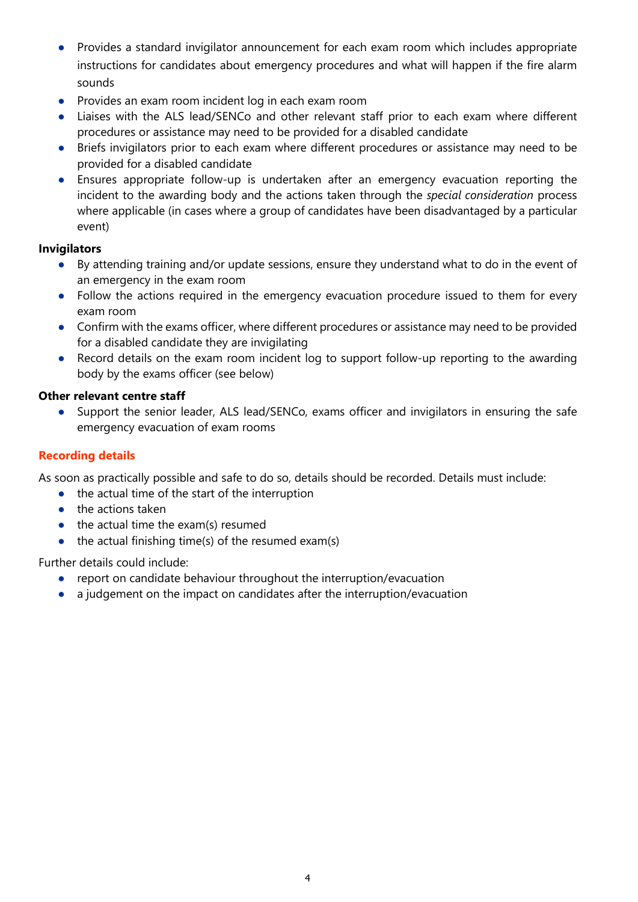- Provides a standard invigilator announcement for each exam room which includes appropriate instructions for candidates about emergency procedures and what will happen if the fire alarm sounds
- Provides an exam room incident log in each exam room
- Liaises with the ALS lead/SENCo and other relevant staff prior to each exam where different procedures or assistance may need to be provided for a disabled candidate
- Briefs invigilators prior to each exam where different procedures or assistance may need to be provided for a disabled candidate
- Ensures appropriate follow-up is undertaken after an emergency evacuation reporting the incident to the awarding body and the actions taken through the *special consideration* process where applicable (in cases where a group of candidates have been disadvantaged by a particular event)

**Invigilators**

- By attending training and/or update sessions, ensure they understand what to do in the event of an emergency in the exam room
- Follow the actions required in the emergency evacuation procedure issued to them for every exam room
- Confirm with the exams officer, where different procedures or assistance may need to be provided for a disabled candidate they are invigilating
- Record details on the exam room incident log to support follow-up reporting to the awarding body by the exams officer (see below)

**Other relevant centre staff**

- Support the senior leader, ALS lead/SENCo, exams officer and invigilators in ensuring the safe emergency evacuation of exam rooms

## Recording details

As soon as practically possible and safe to do so, details should be recorded. Details must include:

- the actual time of the start of the interruption
- the actions taken
- the actual time the exam(s) resumed
- the actual finishing time(s) of the resumed exam(s)

Further details could include:

- report on candidate behaviour throughout the interruption/evacuation
- a judgement on the impact on candidates after the interruption/evacuation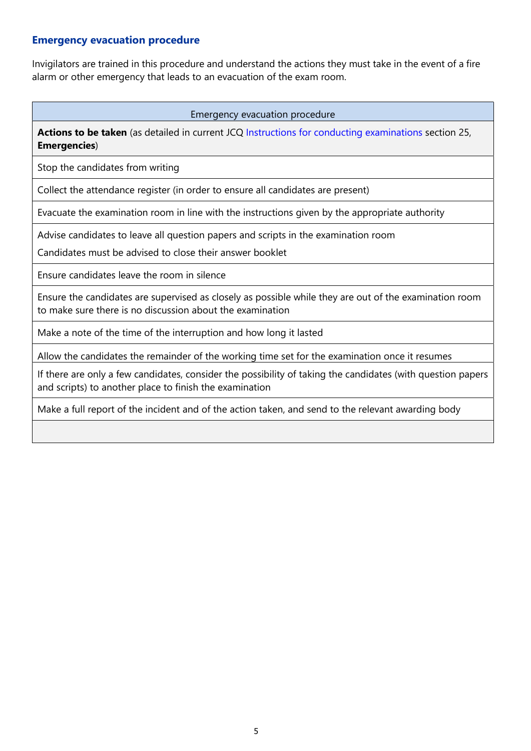## Emergency evacuation procedure

Invigilators are trained in this procedure and understand the actions they must take in the event of a fire alarm or other emergency that leads to an evacuation of the exam room.

| Emergency evacuation procedure |
|---|
| **Actions to be taken** (as detailed in current JCQ Instructions for conducting examinations section 25, **Emergencies**) |
| Stop the candidates from writing |
| Collect the attendance register (in order to ensure all candidates are present) |
| Evacuate the examination room in line with the instructions given by the appropriate authority |
| Advise candidates to leave all question papers and scripts in the examination room<br>Candidates must be advised to close their answer booklet |
| Ensure candidates leave the room in silence |
| Ensure the candidates are supervised as closely as possible while they are out of the examination room to make sure there is no discussion about the examination |
| Make a note of the time of the interruption and how long it lasted |
| Allow the candidates the remainder of the working time set for the examination once it resumes |
| If there are only a few candidates, consider the possibility of taking the candidates (with question papers and scripts) to another place to finish the examination |
| Make a full report of the incident and of the action taken, and send to the relevant awarding body |
| |